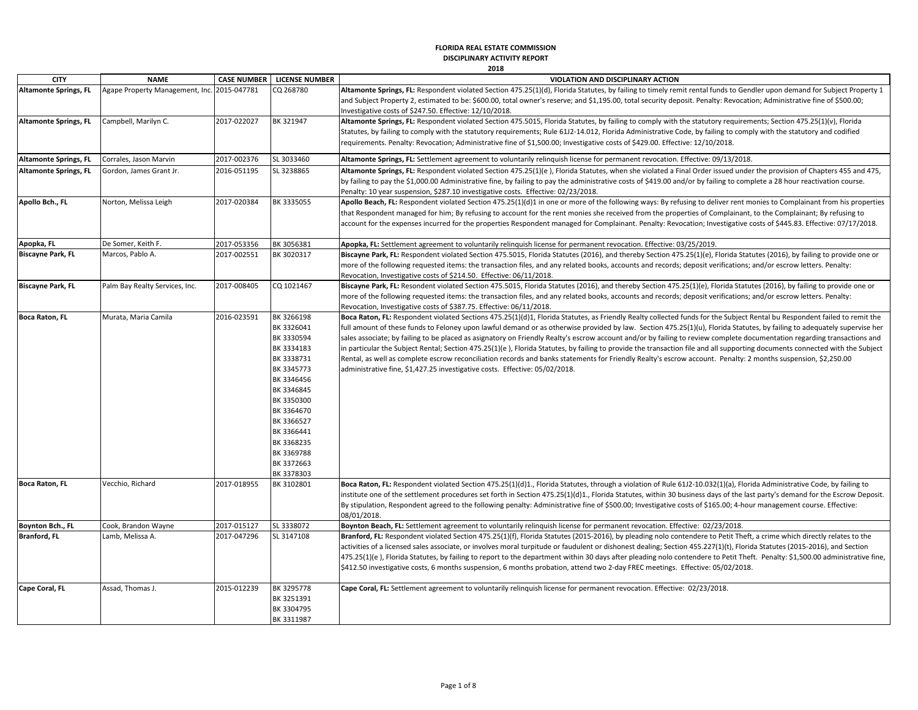# FLORIDA REAL ESTATE COMMISSION
## DISCIPLINARY ACTIVITY REPORT
### 2018

| CITY | NAME | CASE NUMBER | LICENSE NUMBER | VIOLATION AND DISCIPLINARY ACTION |
|---|---|---|---|---|
| **Altamonte Springs, FL** | Agape Property Management, Inc. | 2015-047781 | CQ 268780 | **Altamonte Springs, FL:** Respondent violated Section 475.25(1)(d), Florida Statutes, by failing to timely remit rental funds to Gendler upon demand for Subject Property 1 and Subject Property 2, estimated to be: $600.00, total owner's reserve; and $1,195.00, total security deposit. Penalty: Revocation; Administrative fine of $500.00; Investigative costs of $247.50. Effective: 12/10/2018. |
| **Altamonte Springs, FL** | Campbell, Marilyn C. | 2017-022027 | BK 321947 | **Altamonte Springs, FL:** Respondent violated Section 475.5015, Florida Statutes, by failing to comply with the statutory requirements; Section 475.25(1)(v), Florida Statutes, by failing to comply with the statutory requirements; Rule 61J2-14.012, Florida Administrative Code, by failing to comply with the statutory and codified requirements. Penalty: Revocation; Administrative fine of $1,500.00; Investigative costs of $429.00. Effective: 12/10/2018. |
| **Altamonte Springs, FL** | Corrales, Jason Marvin | 2017-002376 | SL 3033460 | **Altamonte Springs, FL:** Settlement agreement to voluntarily relinquish license for permanent revocation. Effective: 09/13/2018. |
| **Altamonte Springs, FL** | Gordon, James Grant Jr. | 2016-051195 | SL 3238865 | **Altamonte Springs, FL:** Respondent violated Section 475.25(1)(e ), Florida Statutes, when she violated a Final Order issued under the provision of Chapters 455 and 475, by failing to pay the $1,000.00 Administrative fine, by failing to pay the administrative costs of $419.00 and/or by failing to complete a 28 hour reactivation course. Penalty: 10 year suspension, $287.10 investigative costs. Effective: 02/23/2018. |
| **Apollo Bch., FL** | Norton, Melissa Leigh | 2017-020384 | BK 3335055 | **Apollo Beach, FL:** Respondent violated Section 475.25(1)(d)1 in one or more of the following ways: By refusing to deliver rent monies to Complainant from his properties that Respondent managed for him; By refusing to account for the rent monies she received from the properties of Complainant, to the Complainant; By refusing to account for the expenses incurred for the properties Respondent managed for Complainant. Penalty: Revocation; Investigative costs of $445.83. Effective: 07/17/2018. |
| **Apopka, FL** | De Somer, Keith F. | 2017-053356 | BK 3056381 | **Apopka, FL:** Settlement agreement to voluntarily relinquish license for permanent revocation. Effective: 03/25/2019. |
| **Biscayne Park, FL** | Marcos, Pablo A. | 2017-002551 | BK 3020317 | **Biscayne Park, FL:** Respondent violated Section 475.5015, Florida Statutes (2016), and thereby Section 475.25(1)(e), Florida Statutes (2016), by failing to provide one or more of the following requested items: the transaction files, and any related books, accounts and records; deposit verifications; and/or escrow letters. Penalty: Revocation, Investigative costs of $214.50. Effective: 06/11/2018. |
| **Biscayne Park, FL** | Palm Bay Realty Services, Inc. | 2017-008405 | CQ 1021467 | **Biscayne Park, FL:** Resondent violated Section 475.5015, Florida Statutes (2016), and thereby Section 475.25(1)(e), Florida Statutes (2016), by failing to provide one or more of the following requested items: the transaction files, and any related books, accounts and records; deposit verifications; and/or escrow letters. Penalty: Revocation, Investigative costs of $387.75. Effective: 06/11/2018. |
| **Boca Raton, FL** | Murata, Maria Camila | 2016-023591 | BK 3266198<br>BK 3326041<br>BK 3330594<br>BK 3334183<br>BK 3338731<br>BK 3345773<br>BK 3346456<br>BK 3346845<br>BK 3350300<br>BK 3364670<br>BK 3366527<br>BK 3366441<br>BK 3368235<br>BK 3369788<br>BK 3372663<br>BK 3378303 | **Boca Raton, FL:** Respondent violated Sections 475.25(1)(d)1, Florida Statutes, as Friendly Realty collected funds for the Subject Rental bu Respondent failed to remit the full amount of these funds to Feloney upon lawful demand or as otherwise provided by law. Section 475.25(1)(u), Florida Statutes, by failing to adequately supervise her sales associate; by failing to be placed as asignatory on Friendly Realty's escrow account and/or by failing to review complete documentation regarding transactions and in particular the Subject Rental; Section 475.25(1)(e ), Florida Statutes, by failing to provide the transaction file and all supporting documents connected with the Subject Rental, as well as complete escrow reconciliation records and banks statements for Friendly Realty's escrow account. Penalty: 2 months suspension, $2,250.00 administrative fine, $1,427.25 investigative costs. Effective: 05/02/2018. |
| **Boca Raton, FL** | Vecchio, Richard | 2017-018955 | BK 3102801 | **Boca Raton, FL:** Respondent violated Section 475.25(1)(d)1., Florida Statutes, through a violation of Rule 61J2-10.032(1)(a), Florida Administrative Code, by failing to institute one of the settlement procedures set forth in Section 475.25(1)(d)1., Florida Statutes, within 30 business days of the last party's demand for the Escrow Deposit. By stipulation, Respondent agreed to the following penalty: Administrative fine of $500.00; Investigative costs of $165.00; 4-hour management course. Effective: 08/01/2018. |
| **Boynton Bch., FL** | Cook, Brandon Wayne | 2017-015127 | SL 3338072 | **Boynton Beach, FL:** Settlement agreement to voluntarily relinquish license for permanent revocation. Effective: 02/23/2018. |
| **Branford, FL** | Lamb, Melissa A. | 2017-047296 | SL 3147108 | **Branford, FL:** Respondent violated Section 475.25(1)(f), Florida Statutes (2015-2016), by pleading nolo contendere to Petit Theft, a crime which directly relates to the activities of a licensed sales associate, or involves moral turpitude or faudulent or dishonest dealing; Section 455.227(1)(t), Florida Statutes (2015-2016), and Section 475.25(1)(e ), Florida Statutes, by failing to report to the department within 30 days after pleading nolo contendere to Petit Theft. Penalty: $1,500.00 administrative fine, $412.50 investigative costs, 6 months suspension, 6 months probation, attend two 2-day FREC meetings. Effective: 05/02/2018. |
| **Cape Coral, FL** | Assad, Thomas J. | 2015-012239 | BK 3295778<br>BK 3251391<br>BK 3304795<br>BK 3311987 | **Cape Coral, FL:** Settlement agreement to voluntarily relinquish license for permanent revocation. Effective: 02/23/2018. |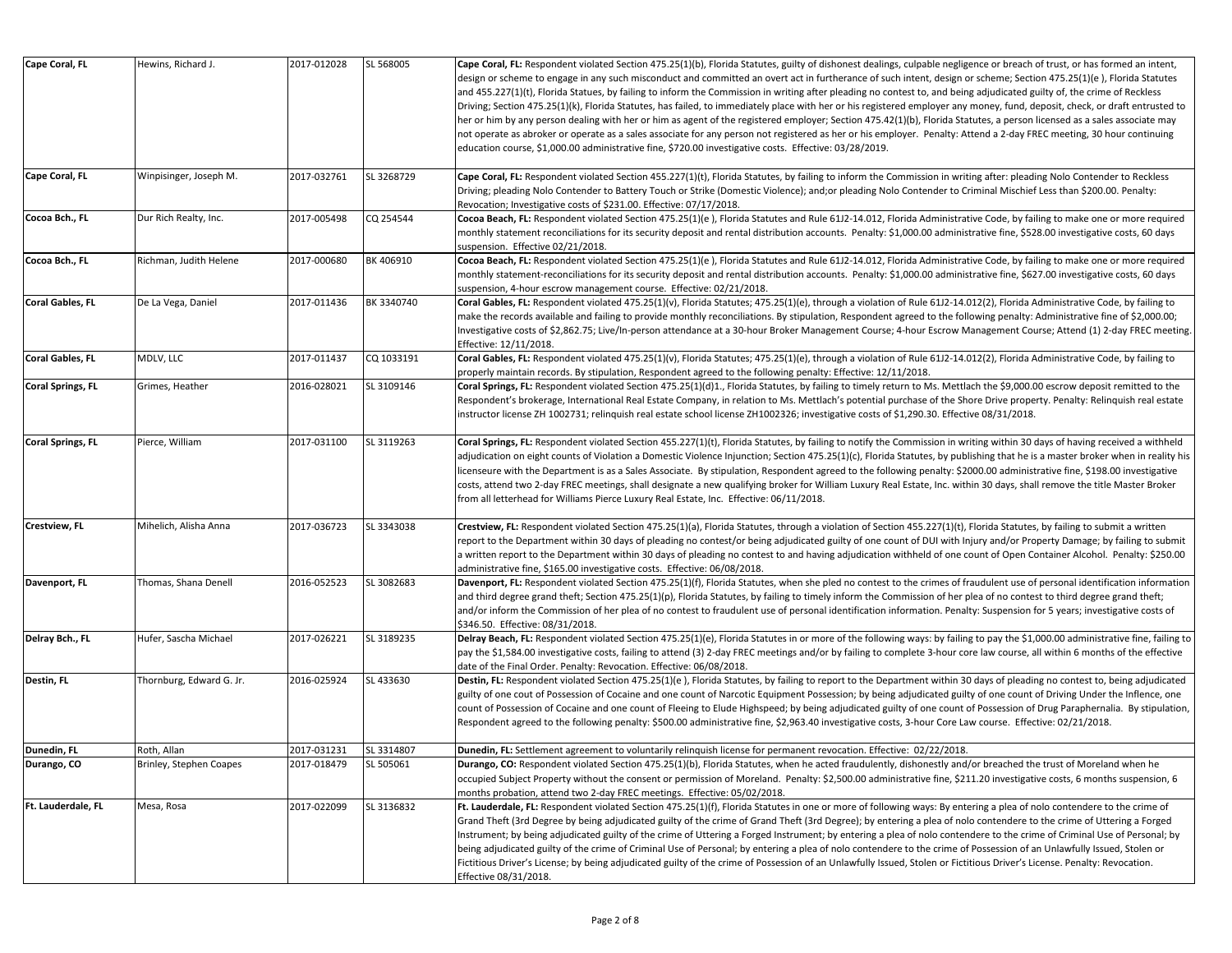| | | | | |
|---|---|---|---|---|
| **Cape Coral, FL** | Hewins, Richard J. | 2017-012028 | SL 568005 | **Cape Coral, FL:** Respondent violated Section 475.25(1)(b), Florida Statutes, guilty of dishonest dealings, culpable negligence or breach of trust, or has formed an intent, design or scheme to engage in any such misconduct and committed an overt act in furtherance of such intent, design or scheme; Section 475.25(1)(e ), Florida Statutes and 455.227(1)(t), Florida Statues, by failing to inform the Commission in writing after pleading no contest to, and being adjudicated guilty of, the crime of Reckless Driving; Section 475.25(1)(k), Florida Statutes, has failed, to immediately place with her or his registered employer any money, fund, deposit, check, or draft entrusted to her or him by any person dealing with her or him as agent of the registered employer; Section 475.42(1)(b), Florida Statutes, a person licensed as a sales associate may not operate as abroker or operate as a sales associate for any person not registered as her or his employer. Penalty: Attend a 2-day FREC meeting, 30 hour continuing education course, $1,000.00 administrative fine, $720.00 investigative costs. Effective: 03/28/2019. |
| **Cape Coral, FL** | Winpisinger, Joseph M. | 2017-032761 | SL 3268729 | **Cape Coral, FL:** Respondent violated Section 455.227(1)(t), Florida Statutes, by failing to inform the Commission in writing after: pleading Nolo Contender to Reckless Driving; pleading Nolo Contender to Battery Touch or Strike (Domestic Violence); and;or pleading Nolo Contender to Criminal Mischief Less than $200.00. Penalty: Revocation; Investigative costs of $231.00. Effective: 07/17/2018. |
| **Cocoa Bch., FL** | Dur Rich Realty, Inc. | 2017-005498 | CQ 254544 | **Cocoa Beach, FL:** Respondent violated Section 475.25(1)(e ), Florida Statutes and Rule 61J2-14.012, Florida Administrative Code, by failing to make one or more required monthly statement reconciliations for its security deposit and rental distribution accounts. Penalty: $1,000.00 administrative fine, $528.00 investigative costs, 60 days suspension. Effective 02/21/2018. |
| **Cocoa Bch., FL** | Richman, Judith Helene | 2017-000680 | BK 406910 | **Cocoa Beach, FL:** Respondent violated Section 475.25(1)(e ), Florida Statutes and Rule 61J2-14.012, Florida Administrative Code, by failing to make one or more required monthly statement-reconciliations for its security deposit and rental distribution accounts. Penalty: $1,000.00 administrative fine, $627.00 investigative costs, 60 days suspension, 4-hour escrow management course. Effective: 02/21/2018. |
| **Coral Gables, FL** | De La Vega, Daniel | 2017-011436 | BK 3340740 | **Coral Gables, FL:** Respondent violated 475.25(1)(v), Florida Statutes; 475.25(1)(e), through a violation of Rule 61J2-14.012(2), Florida Administrative Code, by failing to make the records available and failing to provide monthly reconciliations. By stipulation, Respondent agreed to the following penalty: Administrative fine of $2,000.00; Investigative costs of $2,862.75; Live/In-person attendance at a 30-hour Broker Management Course; 4-hour Escrow Management Course; Attend (1) 2-day FREC meeting. Effective: 12/11/2018. |
| **Coral Gables, FL** | MDLV, LLC | 2017-011437 | CQ 1033191 | **Coral Gables, FL:** Respondent violated 475.25(1)(v), Florida Statutes; 475.25(1)(e), through a violation of Rule 61J2-14.012(2), Florida Administrative Code, by failing to properly maintain records. By stipulation, Respondent agreed to the following penalty: Effective: 12/11/2018. |
| **Coral Springs, FL** | Grimes, Heather | 2016-028021 | SL 3109146 | **Coral Springs, FL:** Respondent violated Section 475.25(1)(d)1., Florida Statutes, by failing to timely return to Ms. Mettlach the $9,000.00 escrow deposit remitted to the Respondent's brokerage, International Real Estate Company, in relation to Ms. Mettlach's potential purchase of the Shore Drive property. Penalty: Relinquish real estate instructor license ZH 1002731; relinquish real estate school license ZH1002326; investigative costs of $1,290.30. Effective 08/31/2018. |
| **Coral Springs, FL** | Pierce, William | 2017-031100 | SL 3119263 | **Coral Springs, FL:** Respondent violated Section 455.227(1)(t), Florida Statutes, by failing to notify the Commission in writing within 30 days of having received a withheld adjudication on eight counts of Violation a Domestic Violence Injunction; Section 475.25(1)(c), Florida Statutes, by publishing that he is a master broker when in reality his licenseure with the Department is as a Sales Associate. By stipulation, Respondent agreed to the following penalty: $2000.00 administrative fine, $198.00 investigative costs, attend two 2-day FREC meetings, shall designate a new qualifying broker for William Luxury Real Estate, Inc. within 30 days, shall remove the title Master Broker from all letterhead for Williams Pierce Luxury Real Estate, Inc. Effective: 06/11/2018. |
| **Crestview, FL** | Mihelich, Alisha Anna | 2017-036723 | SL 3343038 | **Crestview, FL:** Respondent violated Section 475.25(1)(a), Florida Statutes, through a violation of Section 455.227(1)(t), Florida Statutes, by failing to submit a written report to the Department within 30 days of pleading no contest/or being adjudicated guilty of one count of DUI with Injury and/or Property Damage; by failing to submit a written report to the Department within 30 days of pleading no contest to and having adjudication withheld of one count of Open Container Alcohol. Penalty: $250.00 administrative fine, $165.00 investigative costs. Effective: 06/08/2018. |
| **Davenport, FL** | Thomas, Shana Denell | 2016-052523 | SL 3082683 | **Davenport, FL:** Respondent violated Section 475.25(1)(f), Florida Statutes, when she pled no contest to the crimes of fraudulent use of personal identification information and third degree grand theft; Section 475.25(1)(p), Florida Statutes, by failing to timely inform the Commission of her plea of no contest to third degree grand theft; and/or inform the Commission of her plea of no contest to fraudulent use of personal identification information. Penalty: Suspension for 5 years; investigative costs of $346.50. Effective: 08/31/2018. |
| **Delray Bch., FL** | Hufer, Sascha Michael | 2017-026221 | SL 3189235 | **Delray Beach, FL:** Respondent violated Section 475.25(1)(e), Florida Statutes in or more of the following ways: by failing to pay the $1,000.00 administrative fine, failing to pay the $1,584.00 investigative costs, failing to attend (3) 2-day FREC meetings and/or by failing to complete 3-hour core law course, all within 6 months of the effective date of the Final Order. Penalty: Revocation. Effective: 06/08/2018. |
| **Destin, FL** | Thornburg, Edward G. Jr. | 2016-025924 | SL 433630 | **Destin, FL:** Respondent violated Section 475.25(1)(e ), Florida Statutes, by failing to report to the Department within 30 days of pleading no contest to, being adjudicated guilty of one cout of Possession of Cocaine and one count of Narcotic Equipment Possession; by being adjudicated guilty of one count of Driving Under the Inflence, one count of Possession of Cocaine and one count of Fleeing to Elude Highspeed; by being adjudicated guilty of one count of Possession of Drug Paraphernalia. By stipulation, Respondent agreed to the following penalty: $500.00 administrative fine, $2,963.40 investigative costs, 3-hour Core Law course. Effective: 02/21/2018. |
| **Dunedin, FL** | Roth, Allan | 2017-031231 | SL 3314807 | **Dunedin, FL:** Settlement agreement to voluntarily relinquish license for permanent revocation. Effective: 02/22/2018. |
| **Durango, CO** | Brinley, Stephen Coapes | 2017-018479 | SL 505061 | **Durango, CO:** Respondent violated Section 475.25(1)(b), Florida Statutes, when he acted fraudulently, dishonestly and/or breached the trust of Moreland when he occupied Subject Property without the consent or permission of Moreland. Penalty: $2,500.00 administrative fine, $211.20 investigative costs, 6 months suspension, 6 months probation, attend two 2-day FREC meetings. Effective: 05/02/2018. |
| **Ft. Lauderdale, FL** | Mesa, Rosa | 2017-022099 | SL 3136832 | **Ft. Lauderdale, FL:** Respondent violated Section 475.25(1)(f), Florida Statutes in one or more of following ways: By entering a plea of nolo contendere to the crime of Grand Theft (3rd Degree) by being adjudicated guilty of the crime of Grand Theft (3rd Degree); by entering a plea of nolo contendere to the crime of Uttering a Forged Instrument; by being adjudicated guilty of the crime of Uttering a Forged Instrument; by entering a plea of nolo contendere to the crime of Criminal Use of Personal; by being adjudicated guilty of the crime of Criminal Use of Personal; by entering a plea of nolo contendere to the crime of Possession of an Unlawfully Issued, Stolen or Fictitious Driver's License; by being adjudicated guilty of the crime of Possession of an Unlawfully Issued, Stolen or Fictitious Driver's License. Penalty: Revocation. Effective 08/31/2018. |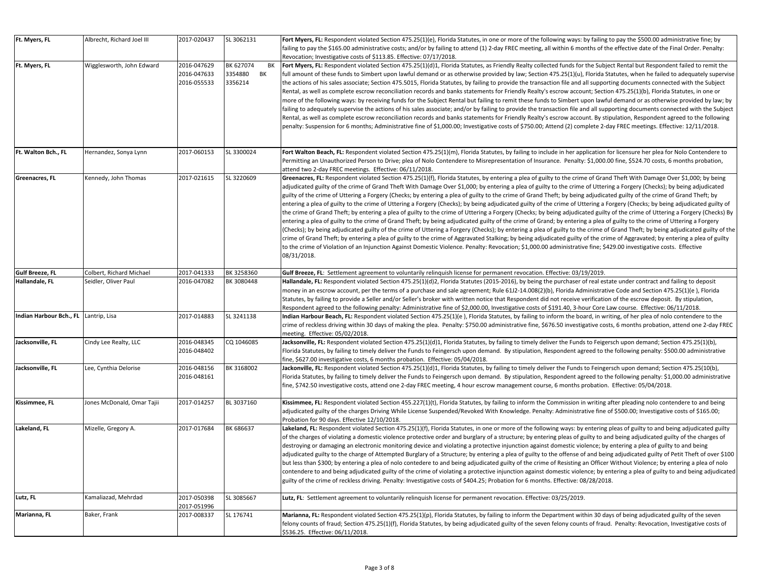| | | | | |
|---|---|---|---|---|
| Ft. Myers, FL | Albrecht, Richard Joel III | 2017-020437 | SL 3062131 | **Fort Myers, FL:** Respondent violated Section 475.25(1)(e), Florida Statutes, in one or more of the following ways: by failing to pay the $500.00 administrative fine; by failing to pay the $165.00 administrative costs; and/or by failing to attend (1) 2-day FREC meeting, all within 6 months of the effective date of the Final Order. Penalty: Revocation; Investigative costs of $113.85. Effective: 07/17/2018. |
| Ft. Myers, FL | Wigglesworth, John Edward | 2016-047629 2016-047633 2016-055533 | BK 627074 BK 3354880 BK 3356214 | **Fort Myers, FL:** Respondent violated Section 475.25(1)(d)1, Florida Statutes, as Friendly Realty collected funds for the Subject Rental but Respondent failed to remit the full amount of these funds to Simbert upon lawful demand or as otherwise provided by law; Section 475.25(1)(u), Florida Statutes, when he failed to adequately supervise the actions of his sales associate; Section 475.5015, Florida Statutes, by failing to provide the transaction file and all supporting documents connected with the Subject Rental, as well as complete escrow reconciliation records and banks statements for Friendly Realty's escrow account; Section 475.25(1)(b), Florida Statutes, in one or more of the following ways: by receiving funds for the Subject Rental but failing to remit these funds to Simbert upon lawful demand or as otherwise provided by law; by failing to adequately supervise the actions of his sales associate; and/or by failing to provide the transaction file and all supporting documents connected with the Subject Rental, as well as complete escrow reconciliation records and banks statements for Friendly Realty's escrow account. By stipulation, Respondent agreed to the following penalty: Suspension for 6 months; Administrative fine of $1,000.00; Investigative costs of $750.00; Attend (2) complete 2-day FREC meetings. Effective: 12/11/2018. |
| Ft. Walton Bch., FL | Hernandez, Sonya Lynn | 2017-060153 | SL 3300024 | **Fort Walton Beach, FL:** Respondent violated Section 475.25(1)(m), Florida Statutes, by failing to include in her application for licensure her plea for Nolo Contendere to Permitting an Unauthorized Person to Drive; plea of Nolo Contendere to Misrepresentation of Insurance. Penalty: $1,000.00 fine, $524.70 costs, 6 months probation, attend two 2-day FREC meetings. Effective: 06/11/2018. |
| Greenacres, FL | Kennedy, John Thomas | 2017-021615 | SL 3220609 | **Greenacres, FL:** Respondent violated Section 475.25(1)(f), Florida Statutes, by entering a plea of guilty to the crime of Grand Theft With Damage Over $1,000; by being adjudicated guilty of the crime of Grand Theft With Damage Over $1,000; by entering a plea of guilty to the crime of Uttering a Forgery (Checks); by being adjudicated guilty of the crime of Uttering a Forgery (Checks); by entering a plea of guilty to the crime of Grand Theft; by being adjudicated guilty of the crime of Grand Theft; by entering a plea of guilty to the crime of Uttering a Forgery (Checks); by being adjudicated guilty of the crime of Uttering a Forgery (Checks; by being adjudicated guilty of the crime of Grand Theft; by entering a plea of guilty to the crime of Uttering a Forgery (Checks; by being adjudicated guilty of the crime of Uttering a Forgery (Checks) By entering a plea of guilty to the crime of Grand Theft; by being adjudicated guilty of the crime of Grand; by entering a plea of guilty to the crime of Uttering a Forgery (Checks); by being adjudicated guilty of the crime of Uttering a Forgery (Checks); by entering a plea of guilty to the crime of Grand Theft; by being adjudicated guilty of the crime of Grand Theft; by entering a plea of guilty to the crime of Aggravated Stalking; by being adjudicated guilty of the crime of Aggravated; by entering a plea of guilty to the crime of Violation of an Injunction Against Domestic Violence. Penalty: Revocation; $1,000.00 administrative fine; $429.00 investigative costs. Effective 08/31/2018. |
| Gulf Breeze, FL | Colbert, Richard Michael | 2017-041333 | BK 3258360 | **Gulf Breeze, FL**: Settlement agreement to voluntarily relinquish license for permanent revocation. Effective: 03/19/2019. |
| Hallandale, FL | Seidler, Oliver Paul | 2016-047082 | BK 3080448 | **Hallandale, FL:** Respondent violated Section 475.25(1)(d)2, Florida Statutes (2015-2016), by being the purchaser of real estate under contract and failing to deposit money in an escrow account, per the terms of a purchase and sale agreement; Rule 61J2-14.008(2)(b), Florida Administrative Code and Section 475.25(1)(e ), Florida Statutes, by failing to provide a Seller and/or Seller's broker with written notice that Respondent did not receive verification of the escrow deposit. By stipulation, Respondent agreed to the following penalty: Administrative fine of $2,000.00, Investigative costs of $191.40, 3-hour Core Law course. Effective: 06/11/2018. |
| Indian Harbour Bch., FL | Lantrip, Lisa | 2017-014883 | SL 3241138 | **Indian Harbour Beach, FL:** Respondent violated Section 475.25(1)(e ), Florida Statutes, by failing to inform the board, in writing, of her plea of nolo contendere to the crime of reckless driving within 30 days of making the plea. Penalty: $750.00 administrative fine, $676.50 investigative costs, 6 months probation, attend one 2-day FREC meeting. Effective: 05/02/2018. |
| Jacksonville, FL | Cindy Lee Realty, LLC | 2016-048345 2016-048402 | CQ 1046085 | **Jacksonville, FL:** Respondent violated Section 475.25(1)(d)1, Florida Statutes, by failing to timely deliver the Funds to Feigersch upon demand; Section 475.25(1)(b), Florida Statutes, by failing to timely deliver the Funds to Feingersch upon demand. By stipulation, Respondent agreed to the following penalty: $500.00 administrative fine, $627.00 investigative costs, 6 months probation. Effective: 05/04/2018. |
| Jacksonville, FL | Lee, Cynthia Delorise | 2016-048156 2016-048161 | BK 3168002 | **Jackonville, FL:** Respondent violated Section 475.25(1)(d)1, Florida Statutes, by failing to timely deliver the Funds to Feingersch upon demand; Section 475.25(10(b), Florida Statutes, by failing to timely deliver the Funds to Feingersch upon demand. By stipulation, Respondent agreed to the following penalty: $1,000.00 administrative fine, $742.50 investigative costs, attend one 2-day FREC meeting, 4 hour escrow management course, 6 months probation. Effective: 05/04/2018. |
| Kissimmee, FL | Jones McDonald, Omar Tajii | 2017-014257 | BL 3037160 | **Kissimmee, FL:** Respondent violated Section 455.227(1)(t), Florida Statutes, by failing to inform the Commission in writing after pleading nolo contendere to and being adjudicated guilty of the charges Driving While License Suspended/Revoked With Knowledge. Penalty: Administrative fine of $500.00; Investigative costs of $165.00; Probation for 90 days. Effective 12/10/2018. |
| Lakeland, FL | Mizelle, Gregory A. | 2017-017684 | BK 686637 | **Lakeland, FL:** Respondent violated Section 475.25(1)(f), Florida Statutes, in one or more of the following ways: by entering pleas of guilty to and being adjudicated guilty of the charges of violating a domestic violence protective order and burglary of a structure; by entering pleas of guilty to and being adjudicated guilty of the charges of destroying or damaging an electronic monitoring device and violating a protective injunction against domestic violence; by entering a plea of guilty to and being adjudicated guilty to the charge of Attempted Burglary of a Structure; by entering a plea of guilty to the offense of and being adjudicated guilty of Petit Theft of over $100 but less than $300; by entering a plea of nolo contedere to and being adjudicated guilty of the crime of Resisting an Officer Without Violence; by entering a plea of nolo contendere to and being adjudicated guilty of the crime of violating a protective injunction against domestic violence; by entering a plea of guilty to and being adjudicated guilty of the crime of reckless driving. Penalty: Investigative costs of $404.25; Probation for 6 months. Effective: 08/28/2018. |
| Lutz, FL | Kamaliazad, Mehrdad | 2017-050398 2017-051996 | SL 3085667 | **Lutz, FL**: Settlement agreement to voluntarily relinquish license for permanent revocation. Effective: 03/25/2019. |
| Marianna, FL | Baker, Frank | 2017-008337 | SL 176741 | **Marianna, FL:** Respondent violated Section 475.25(1)(p), Florida Statutes, by failing to inform the Department within 30 days of being adjudicated guilty of the seven felony counts of fraud; Section 475.25(1)(f), Florida Statutes, by being adjudicated guilty of the seven felony counts of fraud. Penalty: Revocation, Investigative costs of $536.25. Effective: 06/11/2018. |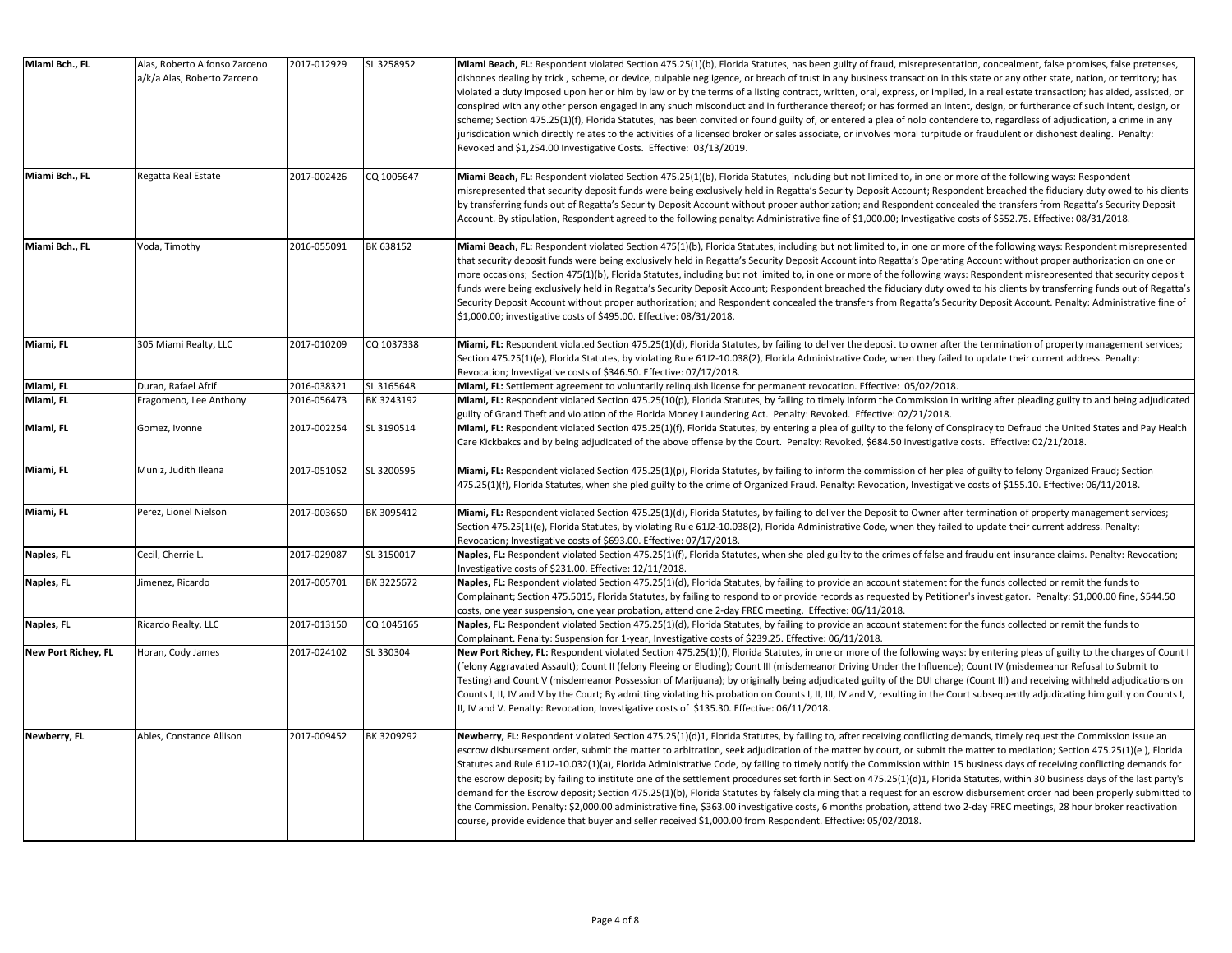| | | | | |
|---|---|---|---|---|
| **Miami Bch., FL** | Alas, Roberto Alfonso Zarceno a/k/a Alas, Roberto Zarceno | 2017-012929 | SL 3258952 | **Miami Beach, FL:** Respondent violated Section 475.25(1)(b), Florida Statutes, has been guilty of fraud, misrepresentation, concealment, false promises, false pretenses, dishones dealing by trick , scheme, or device, culpable negligence, or breach of trust in any business transaction in this state or any other state, nation, or territory; has violated a duty imposed upon her or him by law or by the terms of a listing contract, written, oral, express, or implied, in a real estate transaction; has aided, assisted, or conspired with any other person engaged in any shuch misconduct and in furtherance thereof; or has formed an intent, design, or furtherance of such intent, design, or scheme; Section 475.25(1)(f), Florida Statutes, has been convited or found guilty of, or entered a plea of nolo contendere to, regardless of adjudication, a crime in any jurisdiction which directly relates to the activities of a licensed broker or sales associate, or involves moral turpitude or fraudulent or dishonest dealing. Penalty: Revoked and $1,254.00 Investigative Costs. Effective: 03/13/2019. |
| **Miami Bch., FL** | Regatta Real Estate | 2017-002426 | CQ 1005647 | **Miami Beach, FL:** Respondent violated Section 475.25(1)(b), Florida Statutes, including but not limited to, in one or more of the following ways: Respondent misrepresented that security deposit funds were being exclusively held in Regatta's Security Deposit Account; Respondent breached the fiduciary duty owed to his clients by transferring funds out of Regatta's Security Deposit Account without proper authorization; and Respondent concealed the transfers from Regatta's Security Deposit Account. By stipulation, Respondent agreed to the following penalty: Administrative fine of $1,000.00; Investigative costs of $552.75. Effective: 08/31/2018. |
| **Miami Bch., FL** | Voda, Timothy | 2016-055091 | BK 638152 | **Miami Beach, FL:** Respondent violated Section 475(1)(b), Florida Statutes, including but not limited to, in one or more of the following ways: Respondent misrepresented that security deposit funds were being exclusively held in Regatta's Security Deposit Account into Regatta's Operating Account without proper authorization on one or more occasions; Section 475(1)(b), Florida Statutes, including but not limited to, in one or more of the following ways: Respondent misrepresented that security deposit funds were being exclusively held in Regatta's Security Deposit Account; Respondent breached the fiduciary duty owed to his clients by transferring funds out of Regatta's Security Deposit Account without proper authorization; and Respondent concealed the transfers from Regatta's Security Deposit Account. Penalty: Administrative fine of $1,000.00; investigative costs of $495.00. Effective: 08/31/2018. |
| **Miami, FL** | 305 Miami Realty, LLC | 2017-010209 | CQ 1037338 | **Miami, FL:** Respondent violated Section 475.25(1)(d), Florida Statutes, by failing to deliver the deposit to owner after the termination of property management services; Section 475.25(1)(e), Florida Statutes, by violating Rule 61J2-10.038(2), Florida Administrative Code, when they failed to update their current address. Penalty: Revocation; Investigative costs of $346.50. Effective: 07/17/2018. |
| **Miami, FL** | Duran, Rafael Afrif | 2016-038321 | SL 3165648 | **Miami, FL:** Settlement agreement to voluntarily relinquish license for permanent revocation. Effective: 05/02/2018. |
| **Miami, FL** | Fragomeno, Lee Anthony | 2016-056473 | BK 3243192 | **Miami, FL:** Respondent violated Section 475.25(10(p), Florida Statutes, by failing to timely inform the Commission in writing after pleading guilty to and being adjudicated guilty of Grand Theft and violation of the Florida Money Laundering Act. Penalty: Revoked. Effective: 02/21/2018. |
| **Miami, FL** | Gomez, Ivonne | 2017-002254 | SL 3190514 | **Miami, FL:** Respondent violated Section 475.25(1)(f), Florida Statutes, by entering a plea of guilty to the felony of Conspiracy to Defraud the United States and Pay Health Care Kickbakcs and by being adjudicated of the above offense by the Court. Penalty: Revoked, $684.50 investigative costs. Effective: 02/21/2018. |
| **Miami, FL** | Muniz, Judith Ileana | 2017-051052 | SL 3200595 | **Miami, FL:** Respondent violated Section 475.25(1)(p), Florida Statutes, by failing to inform the commission of her plea of guilty to felony Organized Fraud; Section 475.25(1)(f), Florida Statutes, when she pled guilty to the crime of Organized Fraud. Penalty: Revocation, Investigative costs of $155.10. Effective: 06/11/2018. |
| **Miami, FL** | Perez, Lionel Nielson | 2017-003650 | BK 3095412 | **Miami, FL:** Respondent violated Section 475.25(1)(d), Florida Statutes, by failing to deliver the Deposit to Owner after termination of property management services; Section 475.25(1)(e), Florida Statutes, by violating Rule 61J2-10.038(2), Florida Administrative Code, when they failed to update their current address. Penalty: Revocation; Investigative costs of $693.00. Effective: 07/17/2018. |
| **Naples, FL** | Cecil, Cherrie L. | 2017-029087 | SL 3150017 | **Naples, FL:** Respondent violated Section 475.25(1)(f), Florida Statutes, when she pled guilty to the crimes of false and fraudulent insurance claims. Penalty: Revocation; Investigative costs of $231.00. Effective: 12/11/2018. |
| **Naples, FL** | Jimenez, Ricardo | 2017-005701 | BK 3225672 | **Naples, FL:** Respondent violated Section 475.25(1)(d), Florida Statutes, by failing to provide an account statement for the funds collected or remit the funds to Complainant; Section 475.5015, Florida Statutes, by failing to respond to or provide records as requested by Petitioner's investigator. Penalty: $1,000.00 fine, $544.50 costs, one year suspension, one year probation, attend one 2-day FREC meeting. Effective: 06/11/2018. |
| **Naples, FL** | Ricardo Realty, LLC | 2017-013150 | CQ 1045165 | **Naples, FL:** Respondent violated Section 475.25(1)(d), Florida Statutes, by failing to provide an account statement for the funds collected or remit the funds to Complainant. Penalty: Suspension for 1-year, Investigative costs of $239.25. Effective: 06/11/2018. |
| **New Port Richey, FL** | Horan, Cody James | 2017-024102 | SL 330304 | **New Port Richey, FL:** Respondent violated Section 475.25(1)(f), Florida Statutes, in one or more of the following ways: by entering pleas of guilty to the charges of Count I (felony Aggravated Assault); Count II (felony Fleeing or Eluding); Count III (misdemeanor Driving Under the Influence); Count IV (misdemeanor Refusal to Submit to Testing) and Count V (misdemeanor Possession of Marijuana); by originally being adjudicated guilty of the DUI charge (Count III) and receiving withheld adjudications on Counts I, II, IV and V by the Court; By admitting violating his probation on Counts I, II, III, IV and V, resulting in the Court subsequently adjudicating him guilty on Counts I, II, IV and V. Penalty: Revocation, Investigative costs of $135.30. Effective: 06/11/2018. |
| **Newberry, FL** | Ables, Constance Allison | 2017-009452 | BK 3209292 | **Newberry, FL:** Respondent violated Section 475.25(1)(d)1, Florida Statutes, by failing to, after receiving conflicting demands, timely request the Commission issue an escrow disbursement order, submit the matter to arbitration, seek adjudication of the matter by court, or submit the matter to mediation; Section 475.25(1)(e ), Florida Statutes and Rule 61J2-10.032(1)(a), Florida Administrative Code, by failing to timely notify the Commission within 15 business days of receiving conflicting demands for the escrow deposit; by failing to institute one of the settlement procedures set forth in Section 475.25(1)(d)1, Florida Statutes, within 30 business days of the last party's demand for the Escrow deposit; Section 475.25(1)(b), Florida Statutes by falsely claiming that a request for an escrow disbursement order had been properly submitted to the Commission. Penalty: $2,000.00 administrative fine, $363.00 investigative costs, 6 months probation, attend two 2-day FREC meetings, 28 hour broker reactivation course, provide evidence that buyer and seller received $1,000.00 from Respondent. Effective: 05/02/2018. |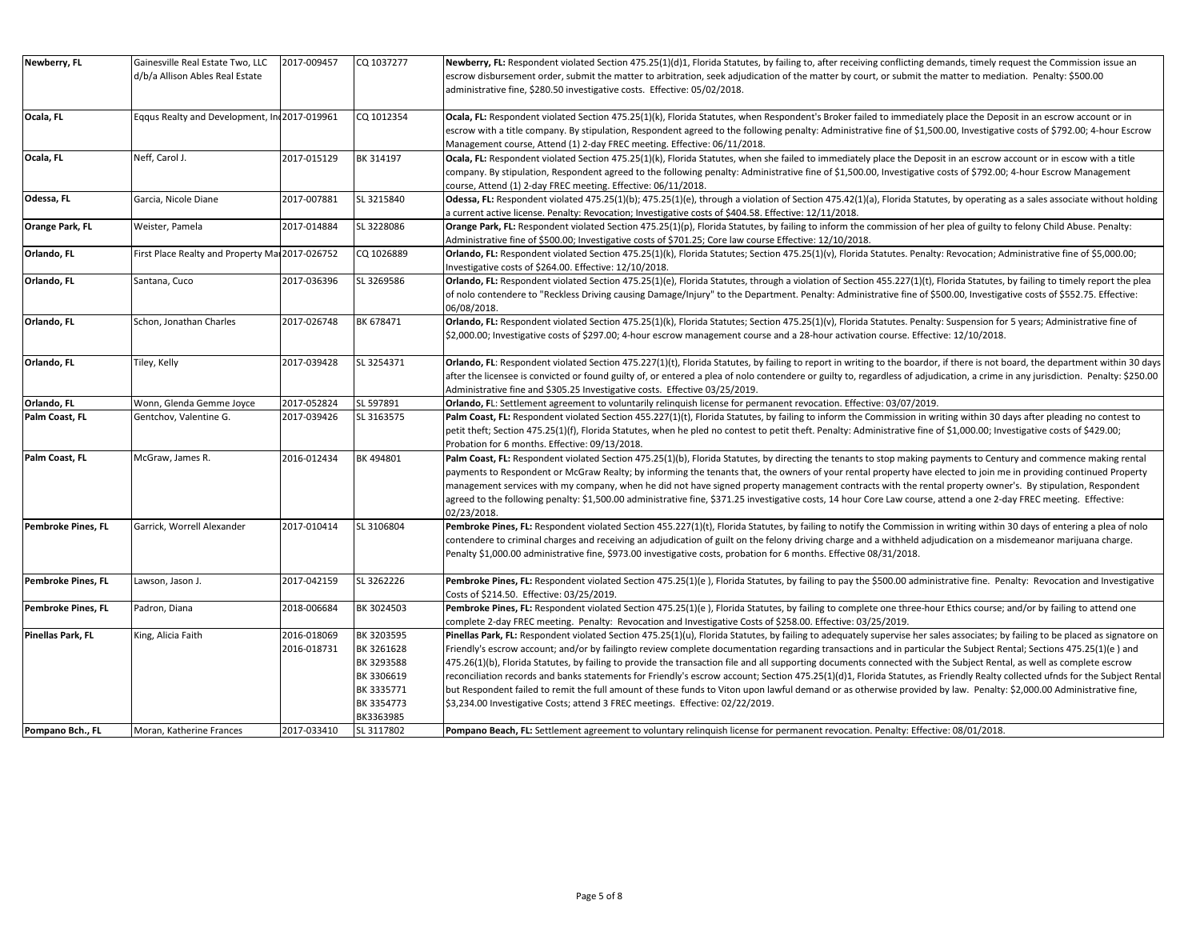| | | | | |
|---|---|---|---|---|
| **Newberry, FL** | Gainesville Real Estate Two, LLC d/b/a Allison Ables Real Estate | 2017-009457 | CQ 1037277 | **Newberry, FL:** Respondent violated Section 475.25(1)(d)1, Florida Statutes, by failing to, after receiving conflicting demands, timely request the Commission issue an escrow disbursement order, submit the matter to arbitration, seek adjudication of the matter by court, or submit the matter to mediation. Penalty: $500.00 administrative fine, $280.50 investigative costs. Effective: 05/02/2018. |
| **Ocala, FL** | Eqqus Realty and Development, In | 2017-019961 | CQ 1012354 | **Ocala, FL:** Respondent violated Section 475.25(1)(k), Florida Statutes, when Respondent's Broker failed to immediately place the Deposit in an escrow account or in escrow with a title company. By stipulation, Respondent agreed to the following penalty: Administrative fine of $1,500.00, Investigative costs of $792.00; 4-hour Escrow Management course, Attend (1) 2-day FREC meeting. Effective: 06/11/2018. |
| **Ocala, FL** | Neff, Carol J. | 2017-015129 | BK 314197 | **Ocala, FL:** Respondent violated Section 475.25(1)(k), Florida Statutes, when she failed to immediately place the Deposit in an escrow account or in escow with a title company. By stipulation, Respondent agreed to the following penalty: Administrative fine of $1,500.00, Investigative costs of $792.00; 4-hour Escrow Management course, Attend (1) 2-day FREC meeting. Effective: 06/11/2018. |
| **Odessa, FL** | Garcia, Nicole Diane | 2017-007881 | SL 3215840 | **Odessa, FL:** Respondent violated 475.25(1)(b); 475.25(1)(e), through a violation of Section 475.42(1)(a), Florida Statutes, by operating as a sales associate without holding a current active license. Penalty: Revocation; Investigative costs of $404.58. Effective: 12/11/2018. |
| **Orange Park, FL** | Weister, Pamela | 2017-014884 | SL 3228086 | **Orange Park, FL:** Respondent violated Section 475.25(1)(p), Florida Statutes, by failing to inform the commission of her plea of guilty to felony Child Abuse. Penalty: Administrative fine of $500.00; Investigative costs of $701.25; Core law course Effective: 12/10/2018. |
| **Orlando, FL** | First Place Realty and Property Ma | 2017-026752 | CQ 1026889 | **Orlando, FL:** Respondent violated Section 475.25(1)(k), Florida Statutes; Section 475.25(1)(v), Florida Statutes. Penalty: Revocation; Administrative fine of $5,000.00; Investigative costs of $264.00. Effective: 12/10/2018. |
| **Orlando, FL** | Santana, Cuco | 2017-036396 | SL 3269586 | **Orlando, FL:** Respondent violated Section 475.25(1)(e), Florida Statutes, through a violation of Section 455.227(1)(t), Florida Statutes, by failing to timely report the plea of nolo contendere to "Reckless Driving causing Damage/Injury" to the Department. Penalty: Administrative fine of $500.00, Investigative costs of $552.75. Effective: 06/08/2018. |
| **Orlando, FL** | Schon, Jonathan Charles | 2017-026748 | BK 678471 | **Orlando, FL:** Respondent violated Section 475.25(1)(k), Florida Statutes; Section 475.25(1)(v), Florida Statutes. Penalty: Suspension for 5 years; Administrative fine of $2,000.00; Investigative costs of $297.00; 4-hour escrow management course and a 28-hour activation course. Effective: 12/10/2018. |
| **Orlando, FL** | Tiley, Kelly | 2017-039428 | SL 3254371 | **Orlando, FL**: Respondent violated Section 475.227(1)(t), Florida Statutes, by failing to report in writing to the boardor, if there is not board, the department within 30 days after the licensee is convicted or found guilty of, or entered a plea of nolo contendere or guilty to, regardless of adjudication, a crime in any jurisdiction. Penalty: $250.00 Administrative fine and $305.25 Investigative costs. Effective 03/25/2019. |
| **Orlando, FL** | Wonn, Glenda Gemme Joyce | 2017-052824 | SL 597891 | **Orlando, F**L: Settlement agreement to voluntarily relinquish license for permanent revocation. Effective: 03/07/2019. |
| **Palm Coast, FL** | Gentchov, Valentine G. | 2017-039426 | SL 3163575 | **Palm Coast, FL:** Respondent violated Section 455.227(1)(t), Florida Statutes, by failing to inform the Commission in writing within 30 days after pleading no contest to petit theft; Section 475.25(1)(f), Florida Statutes, when he pled no contest to petit theft. Penalty: Administrative fine of $1,000.00; Investigative costs of $429.00; Probation for 6 months. Effective: 09/13/2018. |
| **Palm Coast, FL** | McGraw, James R. | 2016-012434 | BK 494801 | **Palm Coast, FL:** Respondent violated Section 475.25(1)(b), Florida Statutes, by directing the tenants to stop making payments to Century and commence making rental payments to Respondent or McGraw Realty; by informing the tenants that, the owners of your rental property have elected to join me in providing continued Property management services with my company, when he did not have signed property management contracts with the rental property owner's. By stipulation, Respondent agreed to the following penalty: $1,500.00 administrative fine, $371.25 investigative costs, 14 hour Core Law course, attend a one 2-day FREC meeting. Effective: 02/23/2018. |
| **Pembroke Pines, FL** | Garrick, Worrell Alexander | 2017-010414 | SL 3106804 | **Pembroke Pines, FL:** Respondent violated Section 455.227(1)(t), Florida Statutes, by failing to notify the Commission in writing within 30 days of entering a plea of nolo contendere to criminal charges and receiving an adjudication of guilt on the felony driving charge and a withheld adjudication on a misdemeanor marijuana charge. Penalty $1,000.00 administrative fine, $973.00 investigative costs, probation for 6 months. Effective 08/31/2018. |
| **Pembroke Pines, FL** | Lawson, Jason J. | 2017-042159 | SL 3262226 | **Pembroke Pines, FL:** Respondent violated Section 475.25(1)(e ), Florida Statutes, by failing to pay the $500.00 administrative fine. Penalty: Revocation and Investigative Costs of $214.50. Effective: 03/25/2019. |
| **Pembroke Pines, FL** | Padron, Diana | 2018-006684 | BK 3024503 | **Pembroke Pines, FL:** Respondent violated Section 475.25(1)(e ), Florida Statutes, by failing to complete one three-hour Ethics course; and/or by failing to attend one complete 2-day FREC meeting. Penalty: Revocation and Investigative Costs of $258.00. Effective: 03/25/2019. |
| **Pinellas Park, FL** | King, Alicia Faith | 2016-018069<br>2016-018731 | BK 3203595<br>BK 3261628<br>BK 3293588<br>BK 3306619<br>BK 3335771<br>BK 3354773<br>BK3363985 | **Pinellas Park, FL:** Respondent violated Section 475.25(1)(u), Florida Statutes, by failing to adequately supervise her sales associates; by failing to be placed as signatore on Friendly's escrow account; and/or by failingto review complete documentation regarding transactions and in particular the Subject Rental; Sections 475.25(1)(e ) and 475.26(1)(b), Florida Statutes, by failing to provide the transaction file and all supporting documents connected with the Subject Rental, as well as complete escrow reconciliation records and banks statements for Friendly's escrow account; Section 475.25(1)(d)1, Florida Statutes, as Friendly Realty collected ufnds for the Subject Rental but Respondent failed to remit the full amount of these funds to Viton upon lawful demand or as otherwise provided by law. Penalty: $2,000.00 Administrative fine, $3,234.00 Investigative Costs; attend 3 FREC meetings. Effective: 02/22/2019. |
| **Pompano Bch., FL** | Moran, Katherine Frances | 2017-033410 | SL 3117802 | **Pompano Beach, FL:** Settlement agreement to voluntary relinquish license for permanent revocation. Penalty: Effective: 08/01/2018. |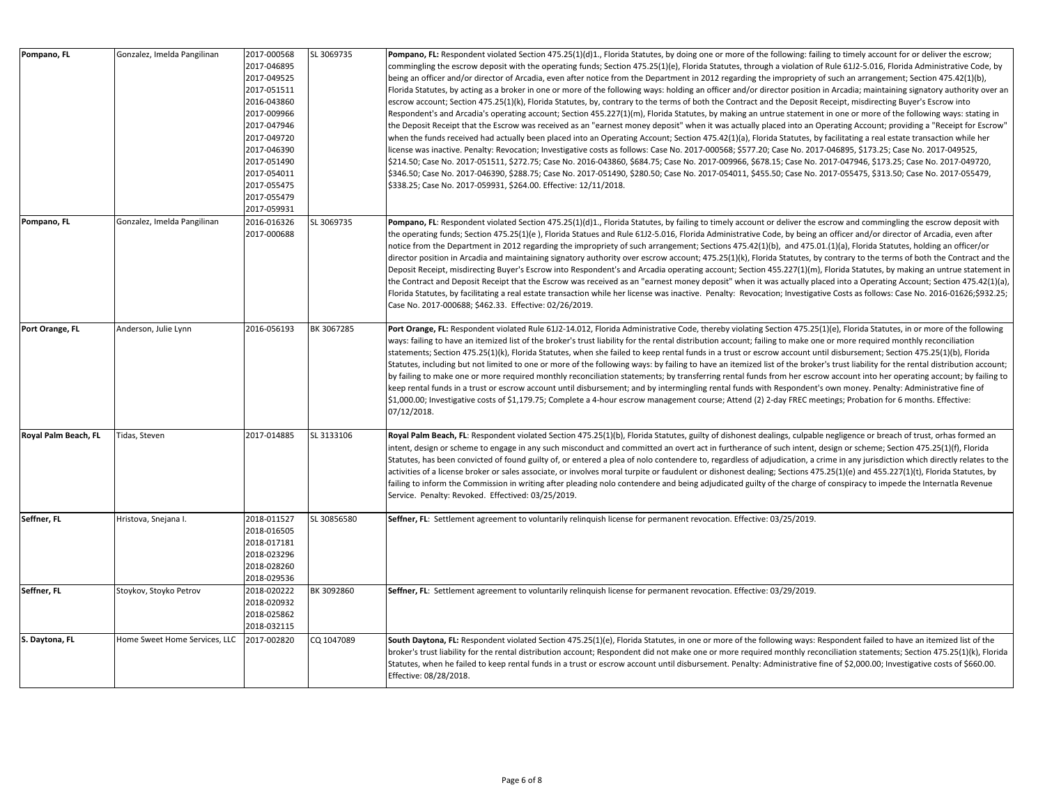| | | | | |
|---|---|---|---|---|
| **Pompano, FL** | Gonzalez, Imelda Pangilinan | 2017-000568<br>2017-046895<br>2017-049525<br>2017-051511<br>2016-043860<br>2017-009966<br>2017-047946<br>2017-049720<br>2017-046390<br>2017-051490<br>2017-054011<br>2017-055475<br>2017-055479<br>2017-059931 | SL 3069735 | **Pompano, FL:** Respondent violated Section 475.25(1)(d)1., Florida Statutes, by doing one or more of the following: failing to timely account for or deliver the escrow; commingling the escrow deposit with the operating funds; Section 475.25(1)(e), Florida Statutes, through a violation of Rule 61J2-5.016, Florida Administrative Code, by being an officer and/or director of Arcadia, even after notice from the Department in 2012 regarding the impropriety of such an arrangement; Section 475.42(1)(b), Florida Statutes, by acting as a broker in one or more of the following ways: holding an officer and/or director position in Arcadia; maintaining signatory authority over an escrow account; Section 475.25(1)(k), Florida Statutes, by, contrary to the terms of both the Contract and the Deposit Receipt, misdirecting Buyer's Escrow into Respondent's and Arcadia's operating account; Section 455.227(1)(m), Florida Statutes, by making an untrue statement in one or more of the following ways: stating in the Deposit Receipt that the Escrow was received as an "earnest money deposit" when it was actually placed into an Operating Account; providing a "Receipt for Escrow" when the funds received had actually been placed into an Operating Account; Section 475.42(1)(a), Florida Statutes, by facilitating a real estate transaction while her license was inactive. Penalty: Revocation; Investigative costs as follows: Case No. 2017-000568; $577.20; Case No. 2017-046895, $173.25; Case No. 2017-049525, $214.50; Case No. 2017-051511, $272.75; Case No. 2016-043860, $684.75; Case No. 2017-009966, $678.15; Case No. 2017-047946, $173.25; Case No. 2017-049720, $346.50; Case No. 2017-046390, $288.75; Case No. 2017-051490, $280.50; Case No. 2017-054011, $455.50; Case No. 2017-055475, $313.50; Case No. 2017-055479, $338.25; Case No. 2017-059931, $264.00. Effective: 12/11/2018. |
| **Pompano, FL** | Gonzalez, Imelda Pangilinan | 2016-016326<br>2017-000688 | SL 3069735 | **Pompano, FL**: Respondent violated Section 475.25(1)(d)1., Florida Statutes, by failing to timely account or deliver the escrow and commingling the escrow deposit with the operating funds; Section 475.25(1)(e ), Florida Statues and Rule 61J2-5.016, Florida Administrative Code, by being an officer and/or director of Arcadia, even after notice from the Department in 2012 regarding the impropriety of such arrangement; Sections 475.42(1)(b), and 475.01.(1)(a), Florida Statutes, holding an officer/or director position in Arcadia and maintaining signatory authority over escrow account; 475.25(1)(k), Florida Statutes, by contrary to the terms of both the Contract and the Deposit Receipt, misdirecting Buyer's Escrow into Respondent's and Arcadia operating account; Section 455.227(1)(m), Florida Statutes, by making an untrue statement in the Contract and Deposit Receipt that the Escrow was received as an "earnest money deposit" when it was actually placed into a Operating Account; Section 475.42(1)(a), Florida Statutes, by facilitating a real estate transaction while her license was inactive. Penalty: Revocation; Investigative Costs as follows: Case No. 2016-01626;$932.25; Case No. 2017-000688; $462.33. Effective: 02/26/2019. |
| **Port Orange, FL** | Anderson, Julie Lynn | 2016-056193 | BK 3067285 | **Port Orange, FL:** Respondent violated Rule 61J2-14.012, Florida Administrative Code, thereby violating Section 475.25(1)(e), Florida Statutes, in or more of the following ways: failing to have an itemized list of the broker's trust liability for the rental distribution account; failing to make one or more required monthly reconciliation statements; Section 475.25(1)(k), Florida Statutes, when she failed to keep rental funds in a trust or escrow account until disbursement; Section 475.25(1)(b), Florida Statutes, including but not limited to one or more of the following ways: by failing to have an itemized list of the broker's trust liability for the rental distribution account; by failing to make one or more required monthly reconciliation statements; by transferring rental funds from her escrow account into her operating account; by failing to keep rental funds in a trust or escrow account until disbursement; and by intermingling rental funds with Respondent's own money. Penalty: Administrative fine of $1,000.00; Investigative costs of $1,179.75; Complete a 4-hour escrow management course; Attend (2) 2-day FREC meetings; Probation for 6 months. Effective: 07/12/2018. |
| **Royal Palm Beach, FL** | Tidas, Steven | 2017-014885 | SL 3133106 | **Royal Palm Beach, FL**: Respondent violated Section 475.25(1)(b), Florida Statutes, guilty of dishonest dealings, culpable negligence or breach of trust, orhas formed an intent, design or scheme to engage in any such misconduct and committed an overt act in furtherance of such intent, design or scheme; Section 475.25(1)(f), Florida Statutes, has been convicted of found guilty of, or entered a plea of nolo contendere to, regardless of adjudication, a crime in any jurisdiction which directly relates to the activities of a license broker or sales associate, or involves moral turpite or faudulent or dishonest dealing; Sections 475.25(1)(e) and 455.227(1)(t), Florida Statutes, by failing to inform the Commission in writing after pleading nolo contendere and being adjudicated guilty of the charge of conspiracy to impede the Internatla Revenue Service. Penalty: Revoked. Effectived: 03/25/2019. |
| **Seffner, FL** | Hristova, Snejana I. | 2018-011527<br>2018-016505<br>2018-017181<br>2018-023296<br>2018-028260<br>2018-029536 | SL 30856580 | **Seffner, FL**: Settlement agreement to voluntarily relinquish license for permanent revocation. Effective: 03/25/2019. |
| **Seffner, FL** | Stoykov, Stoyko Petrov | 2018-020222<br>2018-020932<br>2018-025862<br>2018-032115 | BK 3092860 | **Seffner, FL**: Settlement agreement to voluntarily relinquish license for permanent revocation. Effective: 03/29/2019. |
| **S. Daytona, FL** | Home Sweet Home Services, LLC | 2017-002820 | CQ 1047089 | **South Daytona, FL:** Respondent violated Section 475.25(1)(e), Florida Statutes, in one or more of the following ways: Respondent failed to have an itemized list of the broker's trust liability for the rental distribution account; Respondent did not make one or more required monthly reconciliation statements; Section 475.25(1)(k), Florida Statutes, when he failed to keep rental funds in a trust or escrow account until disbursement. Penalty: Administrative fine of $2,000.00; Investigative costs of $660.00. Effective: 08/28/2018. |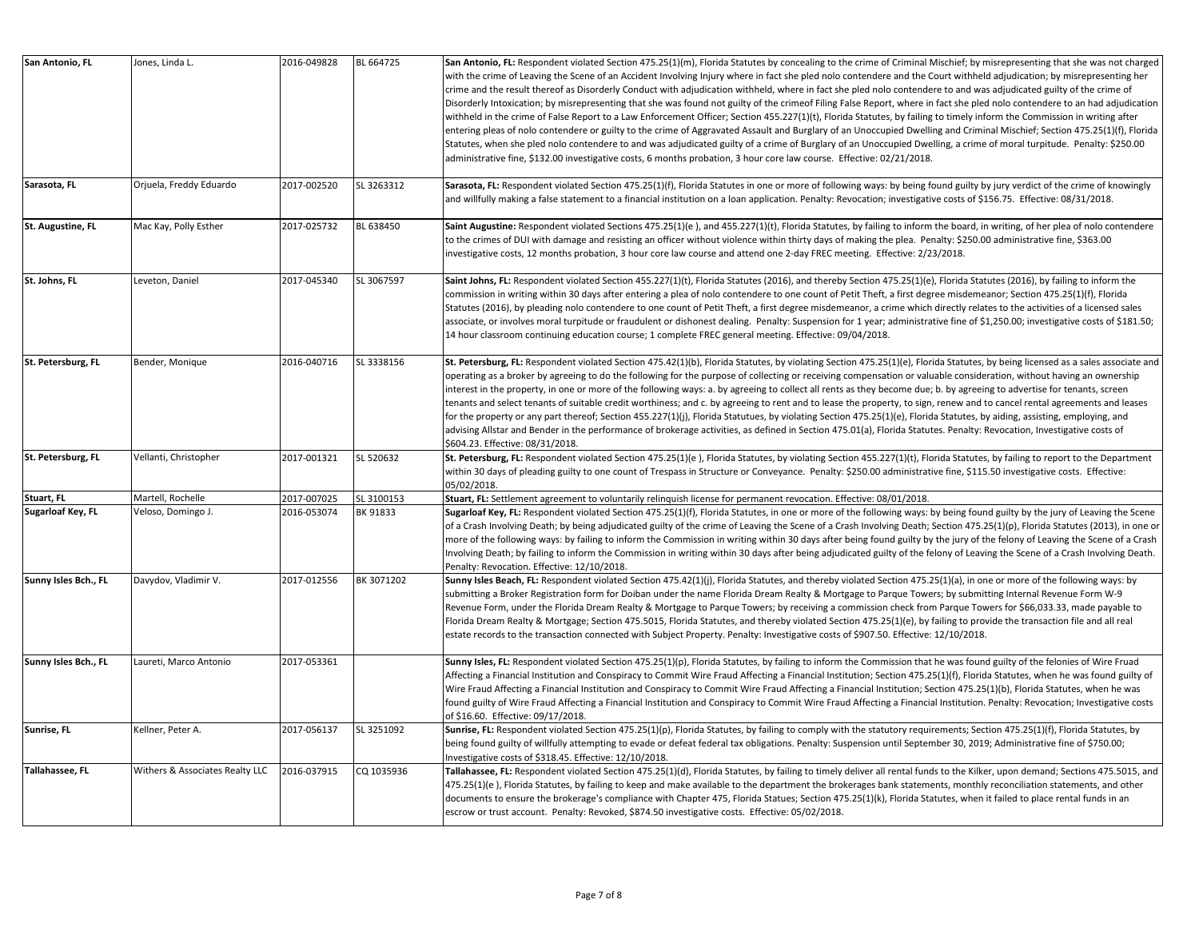| | | | | |
|---|---|---|---|---|
| San Antonio, FL | Jones, Linda L. | 2016-049828 | BL 664725 | **San Antonio, FL:** Respondent violated Section 475.25(1)(m), Florida Statutes by concealing to the crime of Criminal Mischief; by misrepresenting that she was not charged with the crime of Leaving the Scene of an Accident Involving Injury where in fact she pled nolo contendere and the Court withheld adjudication; by misrepresenting her crime and the result thereof as Disorderly Conduct with adjudication withheld, where in fact she pled nolo contendere to and was adjudicated guilty of the crime of Disorderly Intoxication; by misrepresenting that she was found not guilty of the crimeof Filing False Report, where in fact she pled nolo contendere to an had adjudication withheld in the crime of False Report to a Law Enforcement Officer; Section 455.227(1)(t), Florida Statutes, by failing to timely inform the Commission in writing after entering pleas of nolo contendere or guilty to the crime of Aggravated Assault and Burglary of an Unoccupied Dwelling and Criminal Mischief; Section 475.25(1)(f), Florida Statutes, when she pled nolo contendere to and was adjudicated guilty of a crime of Burglary of an Unoccupied Dwelling, a crime of moral turpitude. Penalty: $250.00 administrative fine, $132.00 investigative costs, 6 months probation, 3 hour core law course. Effective: 02/21/2018. |
| Sarasota, FL | Orjuela, Freddy Eduardo | 2017-002520 | SL 3263312 | **Sarasota, FL:** Respondent violated Section 475.25(1)(f), Florida Statutes in one or more of following ways: by being found guilty by jury verdict of the crime of knowingly and willfully making a false statement to a financial institution on a loan application. Penalty: Revocation; investigative costs of $156.75. Effective: 08/31/2018. |
| St. Augustine, FL | Mac Kay, Polly Esther | 2017-025732 | BL 638450 | **Saint Augustine:** Respondent violated Sections 475.25(1)(e ), and 455.227(1)(t), Florida Statutes, by failing to inform the board, in writing, of her plea of nolo contendere to the crimes of DUI with damage and resisting an officer without violence within thirty days of making the plea. Penalty: $250.00 administrative fine, $363.00 investigative costs, 12 months probation, 3 hour core law course and attend one 2-day FREC meeting. Effective: 2/23/2018. |
| St. Johns, FL | Leveton, Daniel | 2017-045340 | SL 3067597 | **Saint Johns, FL:** Respondent violated Section 455.227(1)(t), Florida Statutes (2016), and thereby Section 475.25(1)(e), Florida Statutes (2016), by failing to inform the commission in writing within 30 days after entering a plea of nolo contendere to one count of Petit Theft, a first degree misdemeanor; Section 475.25(1)(f), Florida Statutes (2016), by pleading nolo contendere to one count of Petit Theft, a first degree misdemeanor, a crime which directly relates to the activities of a licensed sales associate, or involves moral turpitude or fraudulent or dishonest dealing. Penalty: Suspension for 1 year; administrative fine of $1,250.00; investigative costs of $181.50; 14 hour classroom continuing education course; 1 complete FREC general meeting. Effective: 09/04/2018. |
| St. Petersburg, FL | Bender, Monique | 2016-040716 | SL 3338156 | **St. Petersburg, FL:** Respondent violated Section 475.42(1)(b), Florida Statutes, by violating Section 475.25(1)(e), Florida Statutes, by being licensed as a sales associate and operating as a broker by agreeing to do the following for the purpose of collecting or receiving compensation or valuable consideration, without having an ownership interest in the property, in one or more of the following ways: a. by agreeing to collect all rents as they become due; b. by agreeing to advertise for tenants, screen tenants and select tenants of suitable credit worthiness; and c. by agreeing to rent and to lease the property, to sign, renew and to cancel rental agreements and leases for the property or any part thereof; Section 455.227(1)(j), Florida Statutues, by violating Section 475.25(1)(e), Florida Statutes, by aiding, assisting, employing, and advising Allstar and Bender in the performance of brokerage activities, as defined in Section 475.01(a), Florida Statutes. Penalty: Revocation, Investigative costs of $604.23. Effective: 08/31/2018. |
| St. Petersburg, FL | Vellanti, Christopher | 2017-001321 | SL 520632 | **St. Petersburg, FL:** Respondent violated Section 475.25(1)(e ), Florida Statutes, by violating Section 455.227(1)(t), Florida Statutes, by failing to report to the Department within 30 days of pleading guilty to one count of Trespass in Structure or Conveyance. Penalty: $250.00 administrative fine, $115.50 investigative costs. Effective: 05/02/2018. |
| Stuart, FL | Martell, Rochelle | 2017-007025 | SL 3100153 | **Stuart, FL:** Settlement agreement to voluntarily relinquish license for permanent revocation. Effective: 08/01/2018. |
| Sugarloaf Key, FL | Veloso, Domingo J. | 2016-053074 | BK 91833 | **Sugarloaf Key, FL:** Respondent violated Section 475.25(1)(f), Florida Statutes, in one or more of the following ways: by being found guilty by the jury of Leaving the Scene of a Crash Involving Death; by being adjudicated guilty of the crime of Leaving the Scene of a Crash Involving Death; Section 475.25(1)(p), Florida Statutes (2013), in one or more of the following ways: by failing to inform the Commission in writing within 30 days after being found guilty by the jury of the felony of Leaving the Scene of a Crash Involving Death; by failing to inform the Commission in writing within 30 days after being adjudicated guilty of the felony of Leaving the Scene of a Crash Involving Death. Penalty: Revocation. Effective: 12/10/2018. |
| Sunny Isles Bch., FL | Davydov, Vladimir V. | 2017-012556 | BK 3071202 | **Sunny Isles Beach, FL:** Respondent violated Section 475.42(1)(j), Florida Statutes, and thereby violated Section 475.25(1)(a), in one or more of the following ways: by submitting a Broker Registration form for Doiban under the name Florida Dream Realty & Mortgage to Parque Towers; by submitting Internal Revenue Form W-9 Revenue Form, under the Florida Dream Realty & Mortgage to Parque Towers; by receiving a commission check from Parque Towers for $66,033.33, made payable to Florida Dream Realty & Mortgage; Section 475.5015, Florida Statutes, and thereby violated Section 475.25(1)(e), by failing to provide the transaction file and all real estate records to the transaction connected with Subject Property. Penalty: Investigative costs of $907.50. Effective: 12/10/2018. |
| Sunny Isles Bch., FL | Laureti, Marco Antonio | 2017-053361 | | **Sunny Isles, FL:** Respondent violated Section 475.25(1)(p), Florida Statutes, by failing to inform the Commission that he was found guilty of the felonies of Wire Fruad Affecting a Financial Institution and Conspiracy to Commit Wire Fraud Affecting a Financial Institution; Section 475.25(1)(f), Florida Statutes, when he was found guilty of Wire Fraud Affecting a Financial Institution and Conspiracy to Commit Wire Fraud Affecting a Financial Institution; Section 475.25(1)(b), Florida Statutes, when he was found guilty of Wire Fraud Affecting a Financial Institution and Conspiracy to Commit Wire Fraud Affecting a Financial Institution. Penalty: Revocation; Investigative costs of $16.60. Effective: 09/17/2018. |
| Sunrise, FL | Kellner, Peter A. | 2017-056137 | SL 3251092 | **Sunrise, FL:** Respondent violated Section 475.25(1)(p), Florida Statutes, by failing to comply with the statutory requirements; Section 475.25(1)(f), Florida Statutes, by being found guilty of willfully attempting to evade or defeat federal tax obligations. Penalty: Suspension until September 30, 2019; Administrative fine of $750.00; Investigative costs of $318.45. Effective: 12/10/2018. |
| Tallahassee, FL | Withers & Associates Realty LLC | 2016-037915 | CQ 1035936 | **Tallahassee, FL:** Respondent violated Section 475.25(1)(d), Florida Statutes, by failing to timely deliver all rental funds to the Kilker, upon demand; Sections 475.5015, and 475.25(1)(e ), Florida Statutes, by failing to keep and make available to the department the brokerages bank statements, monthly reconciliation statements, and other documents to ensure the brokerage's compliance with Chapter 475, Florida Statues; Section 475.25(1)(k), Florida Statutes, when it failed to place rental funds in an escrow or trust account. Penalty: Revoked, $874.50 investigative costs. Effective: 05/02/2018. |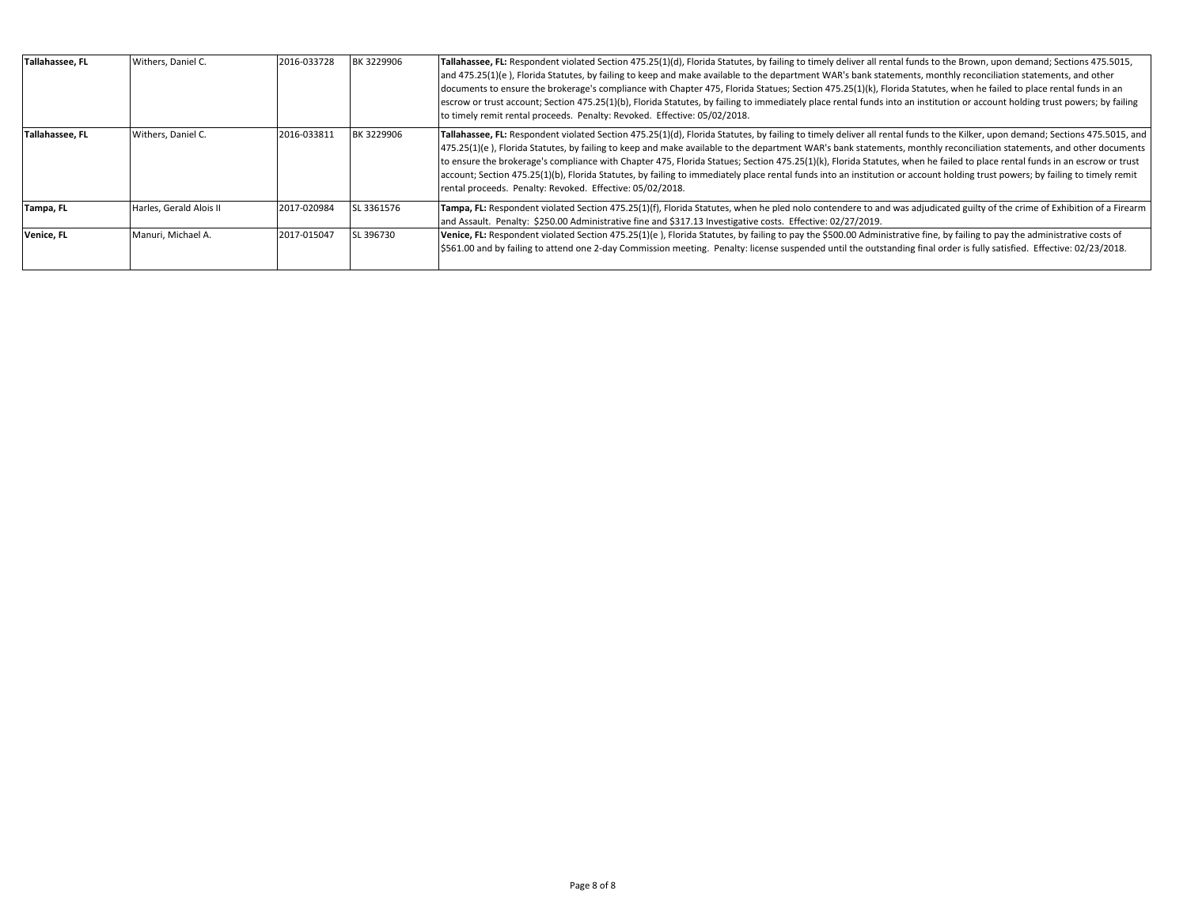| | | | | |
|---|---|---|---|---|
| **Tallahassee, FL** | Withers, Daniel C. | 2016-033728 | BK 3229906 | **Tallahassee, FL:** Respondent violated Section 475.25(1)(d), Florida Statutes, by failing to timely deliver all rental funds to the Brown, upon demand; Sections 475.5015, and 475.25(1)(e ), Florida Statutes, by failing to keep and make available to the department WAR's bank statements, monthly reconciliation statements, and other documents to ensure the brokerage's compliance with Chapter 475, Florida Statues; Section 475.25(1)(k), Florida Statutes, when he failed to place rental funds in an escrow or trust account; Section 475.25(1)(b), Florida Statutes, by failing to immediately place rental funds into an institution or account holding trust powers; by failing to timely remit rental proceeds. Penalty: Revoked. Effective: 05/02/2018. |
| **Tallahassee, FL** | Withers, Daniel C. | 2016-033811 | BK 3229906 | **Tallahassee, FL:** Respondent violated Section 475.25(1)(d), Florida Statutes, by failing to timely deliver all rental funds to the Kilker, upon demand; Sections 475.5015, and 475.25(1)(e ), Florida Statutes, by failing to keep and make available to the department WAR's bank statements, monthly reconciliation statements, and other documents to ensure the brokerage's compliance with Chapter 475, Florida Statues; Section 475.25(1)(k), Florida Statutes, when he failed to place rental funds in an escrow or trust account; Section 475.25(1)(b), Florida Statutes, by failing to immediately place rental funds into an institution or account holding trust powers; by failing to timely remit rental proceeds. Penalty: Revoked. Effective: 05/02/2018. |
| **Tampa, FL** | Harles, Gerald Alois II | 2017-020984 | SL 3361576 | **Tampa, FL:** Respondent violated Section 475.25(1)(f), Florida Statutes, when he pled nolo contendere to and was adjudicated guilty of the crime of Exhibition of a Firearm and Assault. Penalty: $250.00 Administrative fine and $317.13 Investigative costs. Effective: 02/27/2019. |
| **Venice, FL** | Manuri, Michael A. | 2017-015047 | SL 396730 | **Venice, FL:** Respondent violated Section 475.25(1)(e ), Florida Statutes, by failing to pay the $500.00 Administrative fine, by failing to pay the administrative costs of $561.00 and by failing to attend one 2-day Commission meeting. Penalty: license suspended until the outstanding final order is fully satisfied. Effective: 02/23/2018. |